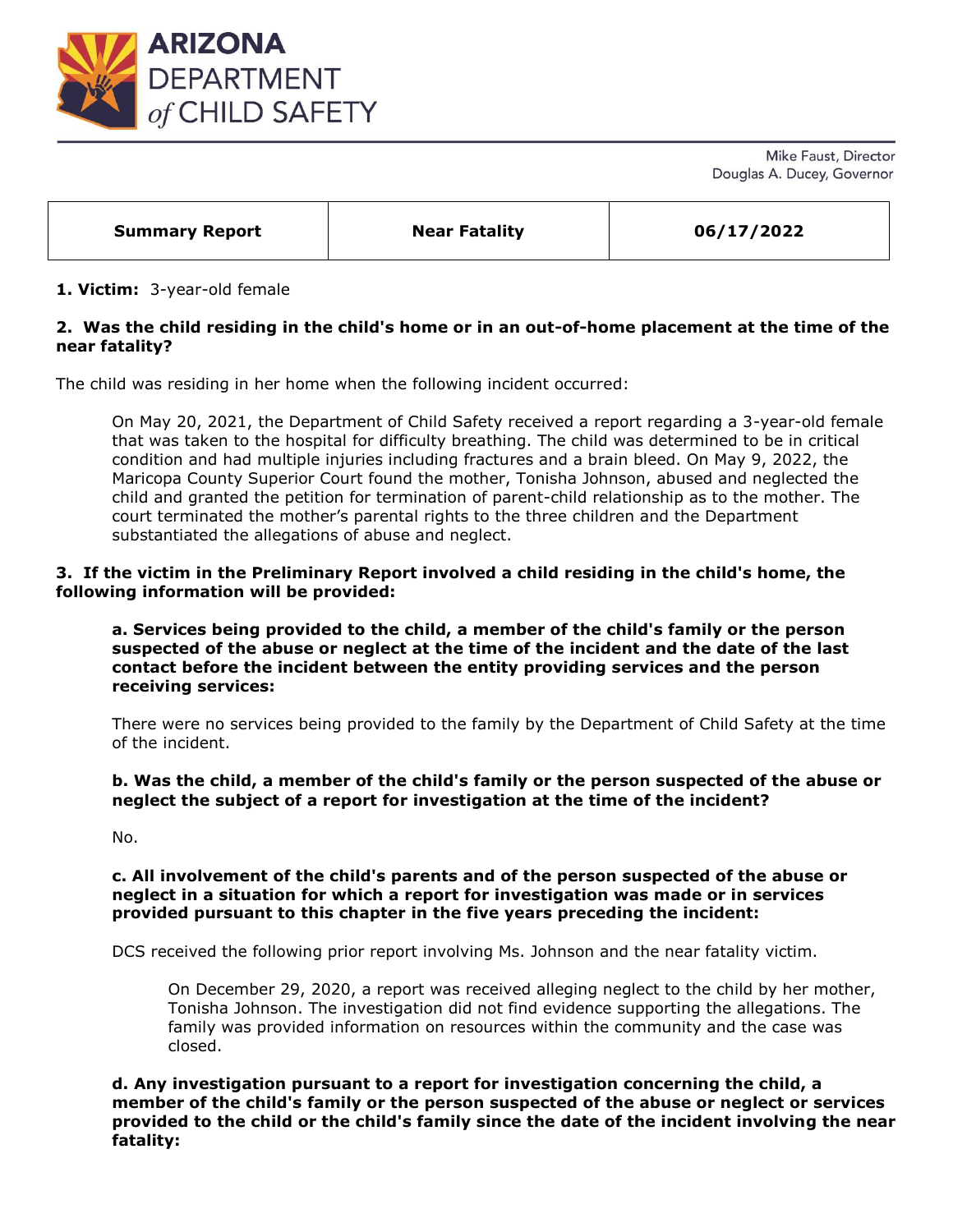# ARIZONA DEPARTMENT *of* CHILD SAFETY

Mike Faust, Director
Douglas A. Ducey, Governor

| Summary Report | Near Fatality | 06/17/2022 |
|---|---|---|

**1. Victim:** 3-year-old female

**2. Was the child residing in the child's home or in an out-of-home placement at the time of the near fatality?**

The child was residing in her home when the following incident occurred:

> On May 20, 2021, the Department of Child Safety received a report regarding a 3-year-old female that was taken to the hospital for difficulty breathing. The child was determined to be in critical condition and had multiple injuries including fractures and a brain bleed. On May 9, 2022, the Maricopa County Superior Court found the mother, Tonisha Johnson, abused and neglected the child and granted the petition for termination of parent-child relationship as to the mother. The court terminated the mother's parental rights to the three children and the Department substantiated the allegations of abuse and neglect.

**3. If the victim in the Preliminary Report involved a child residing in the child's home, the following information will be provided:**

**a. Services being provided to the child, a member of the child's family or the person suspected of the abuse or neglect at the time of the incident and the date of the last contact before the incident between the entity providing services and the person receiving services:**

There were no services being provided to the family by the Department of Child Safety at the time of the incident.

**b. Was the child, a member of the child's family or the person suspected of the abuse or neglect the subject of a report for investigation at the time of the incident?**

No.

**c. All involvement of the child's parents and of the person suspected of the abuse or neglect in a situation for which a report for investigation was made or in services provided pursuant to this chapter in the five years preceding the incident:**

DCS received the following prior report involving Ms. Johnson and the near fatality victim.

> On December 29, 2020, a report was received alleging neglect to the child by her mother, Tonisha Johnson. The investigation did not find evidence supporting the allegations. The family was provided information on resources within the community and the case was closed.

**d. Any investigation pursuant to a report for investigation concerning the child, a member of the child's family or the person suspected of the abuse or neglect or services provided to the child or the child's family since the date of the incident involving the near fatality:**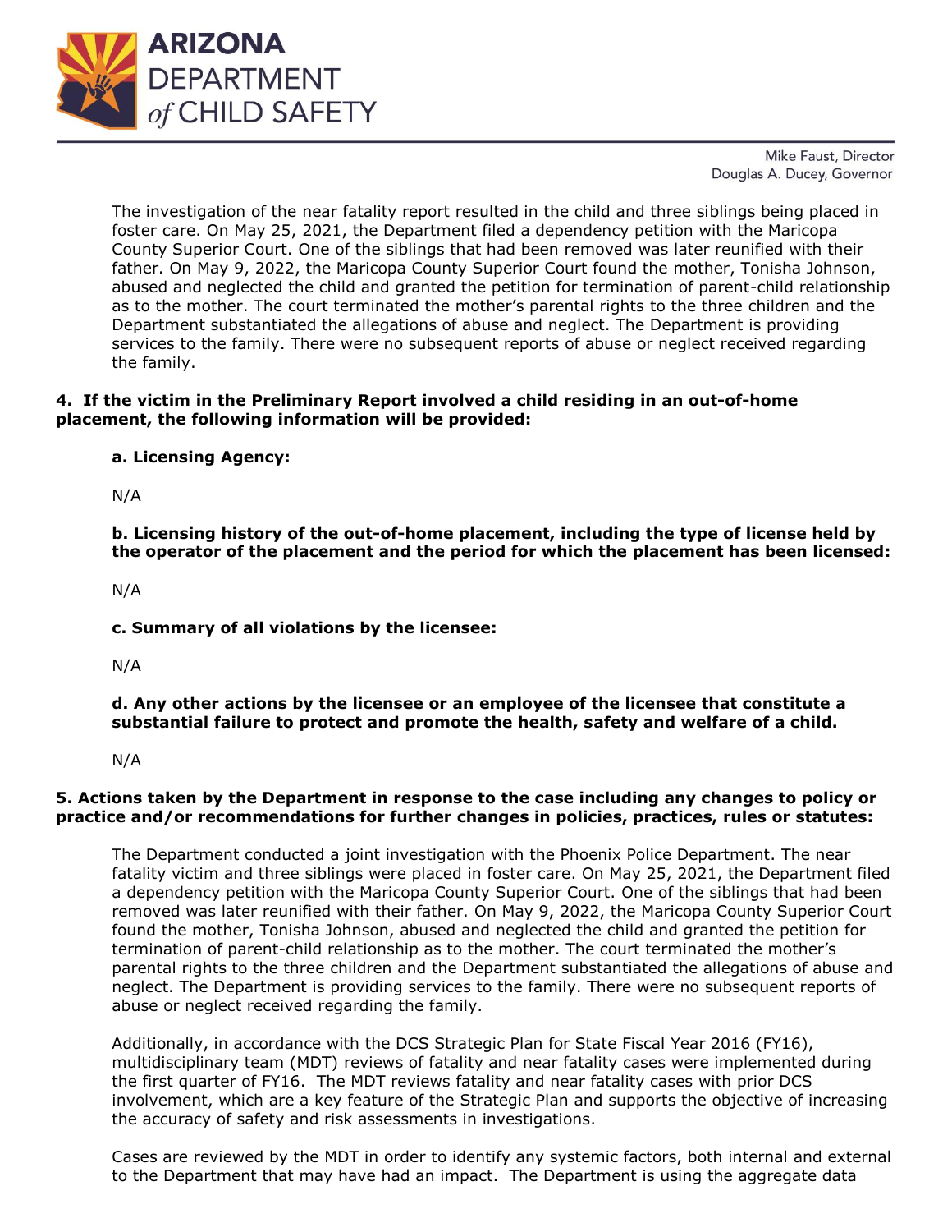The investigation of the near fatality report resulted in the child and three siblings being placed in foster care. On May 25, 2021, the Department filed a dependency petition with the Maricopa County Superior Court. One of the siblings that had been removed was later reunified with their father. On May 9, 2022, the Maricopa County Superior Court found the mother, Tonisha Johnson, abused and neglected the child and granted the petition for termination of parent-child relationship as to the mother. The court terminated the mother's parental rights to the three children and the Department substantiated the allegations of abuse and neglect. The Department is providing services to the family. There were no subsequent reports of abuse or neglect received regarding the family.

**4. If the victim in the Preliminary Report involved a child residing in an out-of-home placement, the following information will be provided:**

**a. Licensing Agency:**

N/A

**b. Licensing history of the out-of-home placement, including the type of license held by the operator of the placement and the period for which the placement has been licensed:**

N/A

**c. Summary of all violations by the licensee:**

N/A

**d. Any other actions by the licensee or an employee of the licensee that constitute a substantial failure to protect and promote the health, safety and welfare of a child.**

N/A

**5. Actions taken by the Department in response to the case including any changes to policy or practice and/or recommendations for further changes in policies, practices, rules or statutes:**

The Department conducted a joint investigation with the Phoenix Police Department. The near fatality victim and three siblings were placed in foster care. On May 25, 2021, the Department filed a dependency petition with the Maricopa County Superior Court. One of the siblings that had been removed was later reunified with their father. On May 9, 2022, the Maricopa County Superior Court found the mother, Tonisha Johnson, abused and neglected the child and granted the petition for termination of parent-child relationship as to the mother. The court terminated the mother's parental rights to the three children and the Department substantiated the allegations of abuse and neglect. The Department is providing services to the family. There were no subsequent reports of abuse or neglect received regarding the family.

Additionally, in accordance with the DCS Strategic Plan for State Fiscal Year 2016 (FY16), multidisciplinary team (MDT) reviews of fatality and near fatality cases were implemented during the first quarter of FY16. The MDT reviews fatality and near fatality cases with prior DCS involvement, which are a key feature of the Strategic Plan and supports the objective of increasing the accuracy of safety and risk assessments in investigations.

Cases are reviewed by the MDT in order to identify any systemic factors, both internal and external to the Department that may have had an impact. The Department is using the aggregate data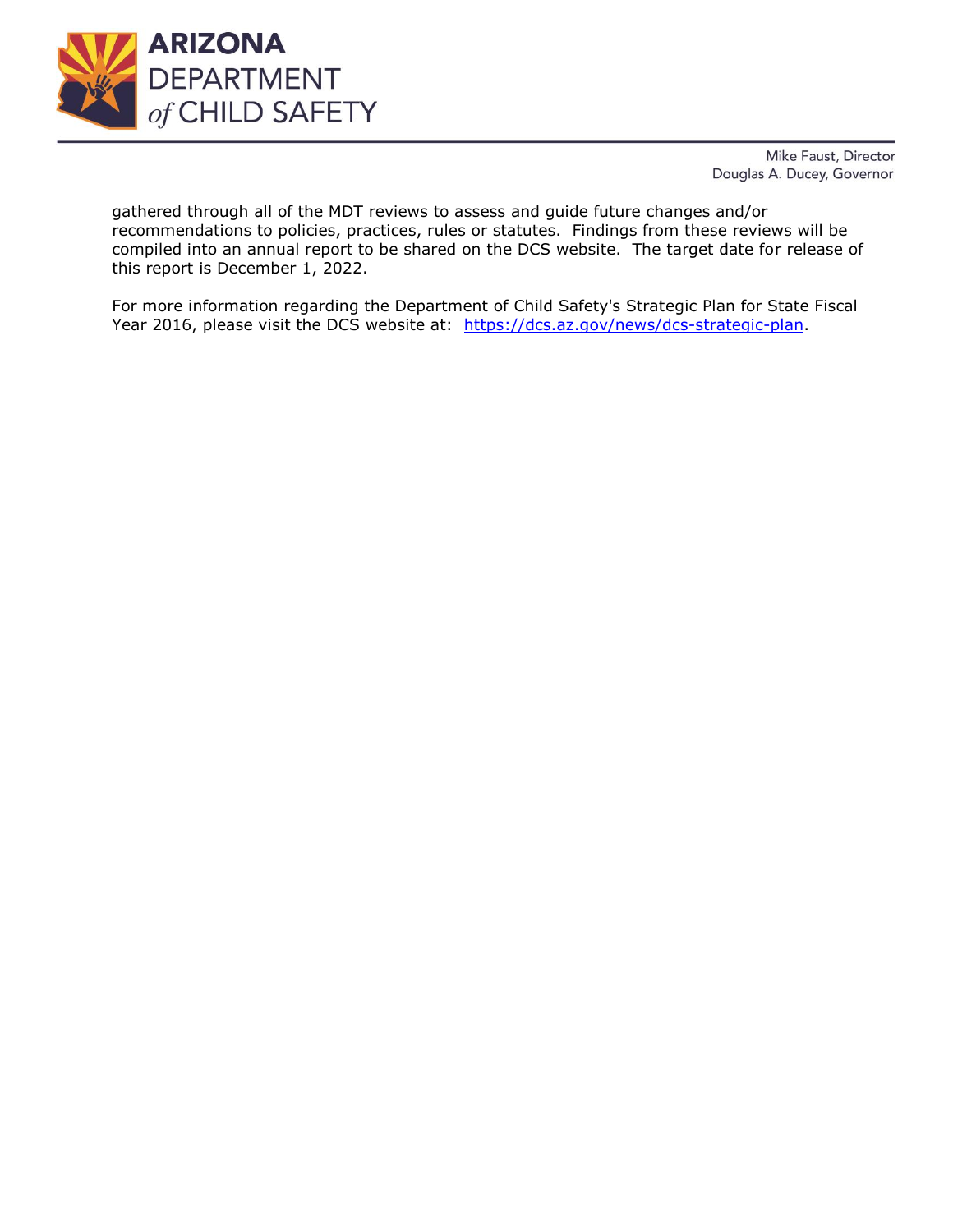gathered through all of the MDT reviews to assess and guide future changes and/or recommendations to policies, practices, rules or statutes. Findings from these reviews will be compiled into an annual report to be shared on the DCS website. The target date for release of this report is December 1, 2022.

For more information regarding the Department of Child Safety's Strategic Plan for State Fiscal Year 2016, please visit the DCS website at: [https://dcs.az.gov/news/dcs-strategic-plan](https://dcs.az.gov/news/dcs-strategic-plan).